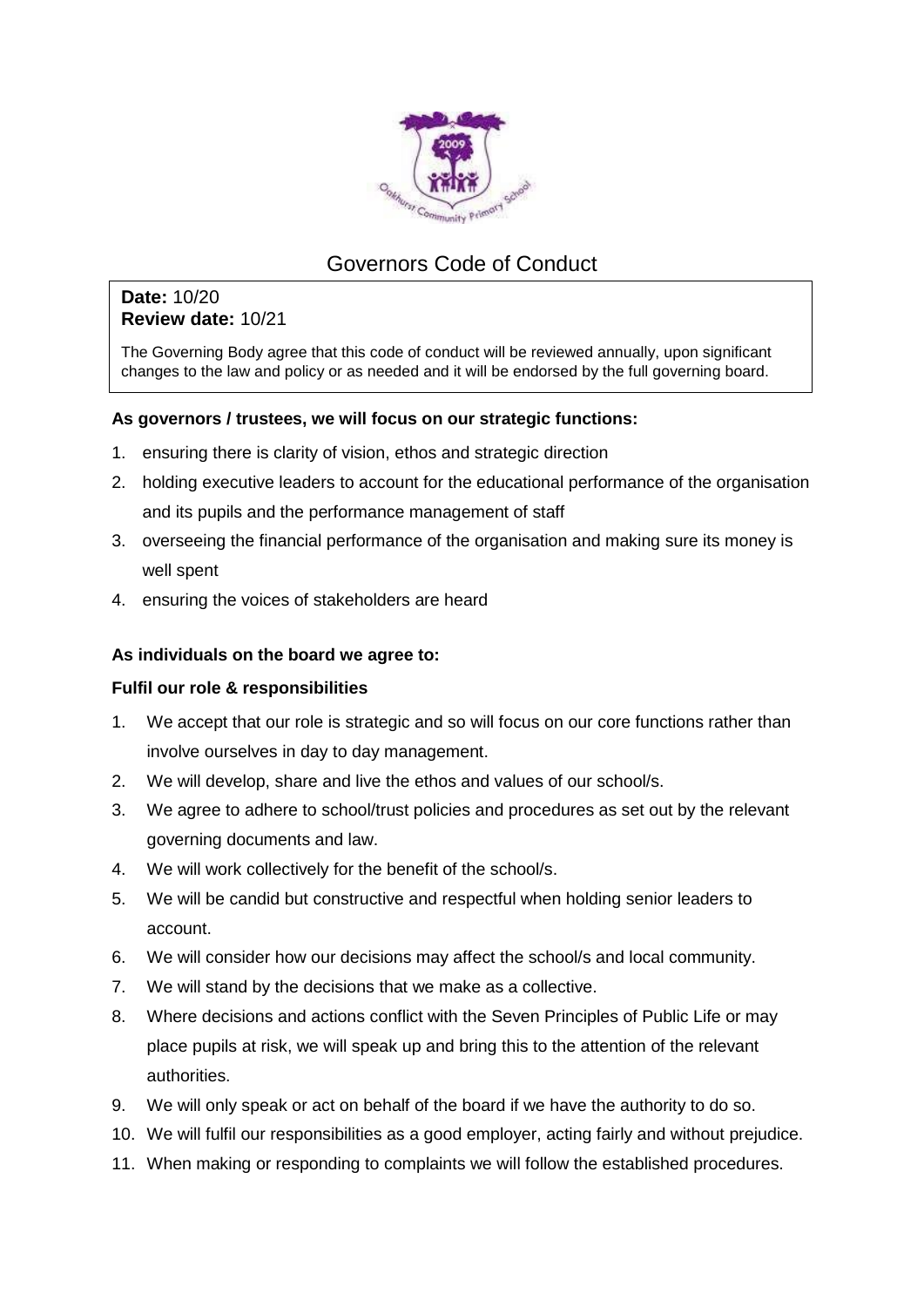# Governors Code of Conduct

**Date:** 10/20
**Review date:** 10/21

The Governing Body agree that this code of conduct will be reviewed annually, upon significant changes to the law and policy or as needed and it will be endorsed by the full governing board.

**As governors / trustees, we will focus on our strategic functions:**

1. ensuring there is clarity of vision, ethos and strategic direction
2. holding executive leaders to account for the educational performance of the organisation and its pupils and the performance management of staff
3. overseeing the financial performance of the organisation and making sure its money is well spent
4. ensuring the voices of stakeholders are heard

**As individuals on the board we agree to:**

**Fulfil our role & responsibilities**

1. We accept that our role is strategic and so will focus on our core functions rather than involve ourselves in day to day management.
2. We will develop, share and live the ethos and values of our school/s.
3. We agree to adhere to school/trust policies and procedures as set out by the relevant governing documents and law.
4. We will work collectively for the benefit of the school/s.
5. We will be candid but constructive and respectful when holding senior leaders to account.
6. We will consider how our decisions may affect the school/s and local community.
7. We will stand by the decisions that we make as a collective.
8. Where decisions and actions conflict with the Seven Principles of Public Life or may place pupils at risk, we will speak up and bring this to the attention of the relevant authorities.
9. We will only speak or act on behalf of the board if we have the authority to do so.
10. We will fulfil our responsibilities as a good employer, acting fairly and without prejudice.
11. When making or responding to complaints we will follow the established procedures.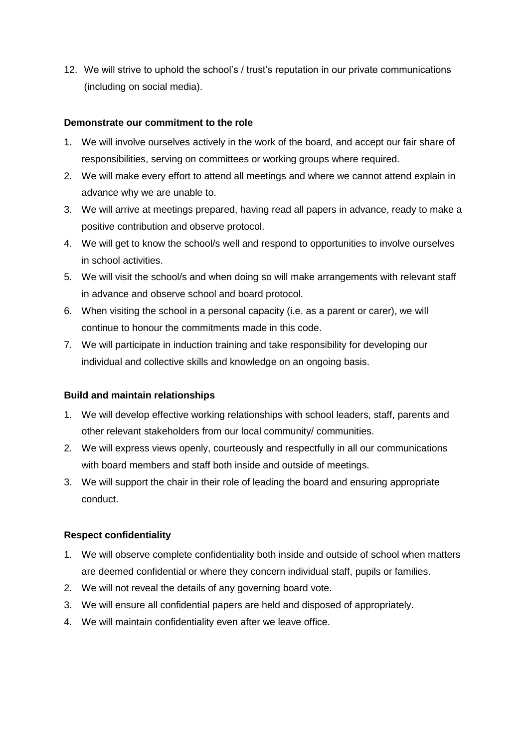12. We will strive to uphold the school's / trust's reputation in our private communications (including on social media).

**Demonstrate our commitment to the role**

1. We will involve ourselves actively in the work of the board, and accept our fair share of responsibilities, serving on committees or working groups where required.
2. We will make every effort to attend all meetings and where we cannot attend explain in advance why we are unable to.
3. We will arrive at meetings prepared, having read all papers in advance, ready to make a positive contribution and observe protocol.
4. We will get to know the school/s well and respond to opportunities to involve ourselves in school activities.
5. We will visit the school/s and when doing so will make arrangements with relevant staff in advance and observe school and board protocol.
6. When visiting the school in a personal capacity (i.e. as a parent or carer), we will continue to honour the commitments made in this code.
7. We will participate in induction training and take responsibility for developing our individual and collective skills and knowledge on an ongoing basis.

**Build and maintain relationships**

1. We will develop effective working relationships with school leaders, staff, parents and other relevant stakeholders from our local community/ communities.
2. We will express views openly, courteously and respectfully in all our communications with board members and staff both inside and outside of meetings.
3. We will support the chair in their role of leading the board and ensuring appropriate conduct.

**Respect confidentiality**

1. We will observe complete confidentiality both inside and outside of school when matters are deemed confidential or where they concern individual staff, pupils or families.
2. We will not reveal the details of any governing board vote.
3. We will ensure all confidential papers are held and disposed of appropriately.
4. We will maintain confidentiality even after we leave office.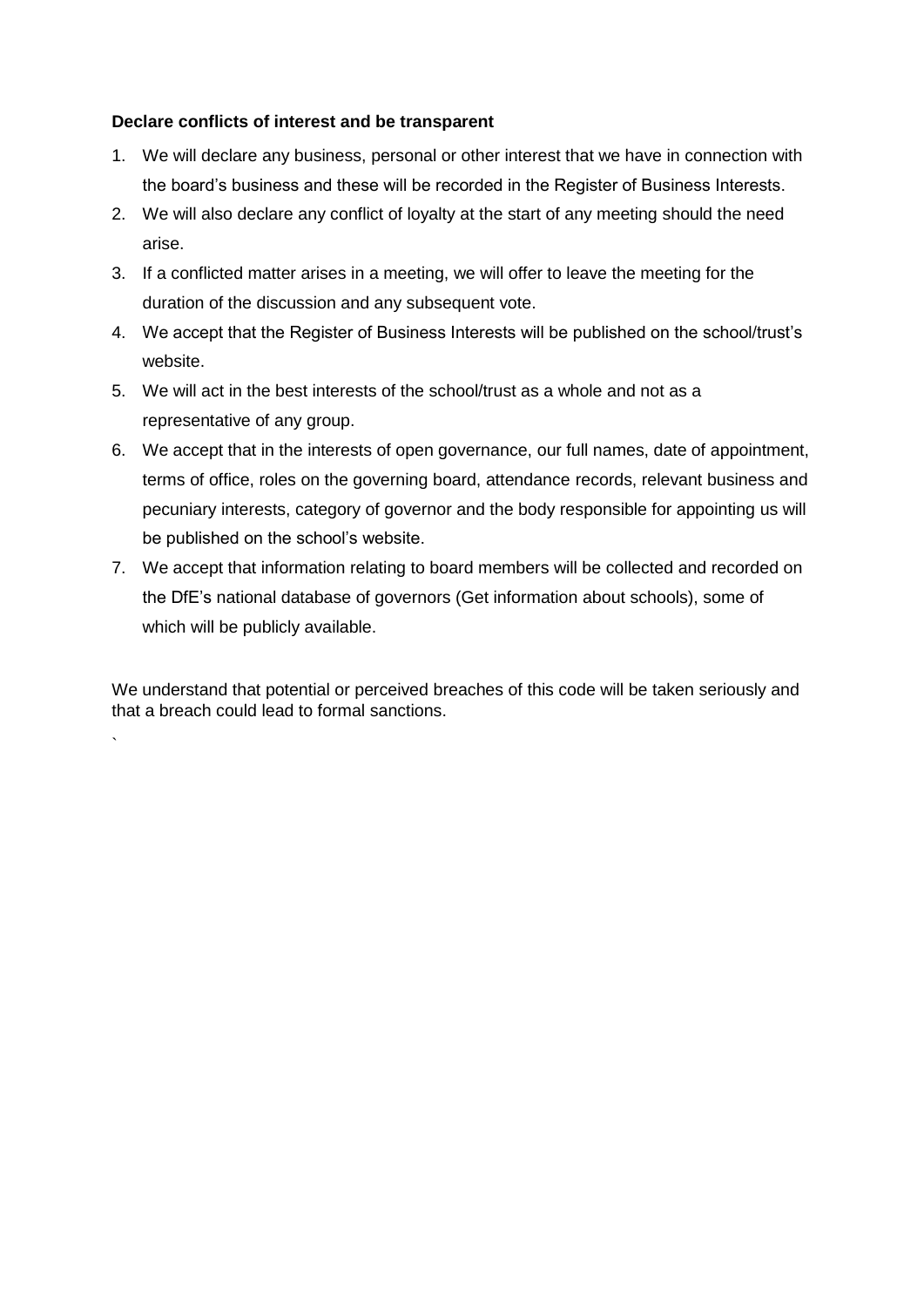**Declare conflicts of interest and be transparent**

1. We will declare any business, personal or other interest that we have in connection with the board's business and these will be recorded in the Register of Business Interests.
2. We will also declare any conflict of loyalty at the start of any meeting should the need arise.
3. If a conflicted matter arises in a meeting, we will offer to leave the meeting for the duration of the discussion and any subsequent vote.
4. We accept that the Register of Business Interests will be published on the school/trust's website.
5. We will act in the best interests of the school/trust as a whole and not as a representative of any group.
6. We accept that in the interests of open governance, our full names, date of appointment, terms of office, roles on the governing board, attendance records, relevant business and pecuniary interests, category of governor and the body responsible for appointing us will be published on the school's website.
7. We accept that information relating to board members will be collected and recorded on the DfE's national database of governors (Get information about schools), some of which will be publicly available.

We understand that potential or perceived breaches of this code will be taken seriously and that a breach could lead to formal sanctions.

`